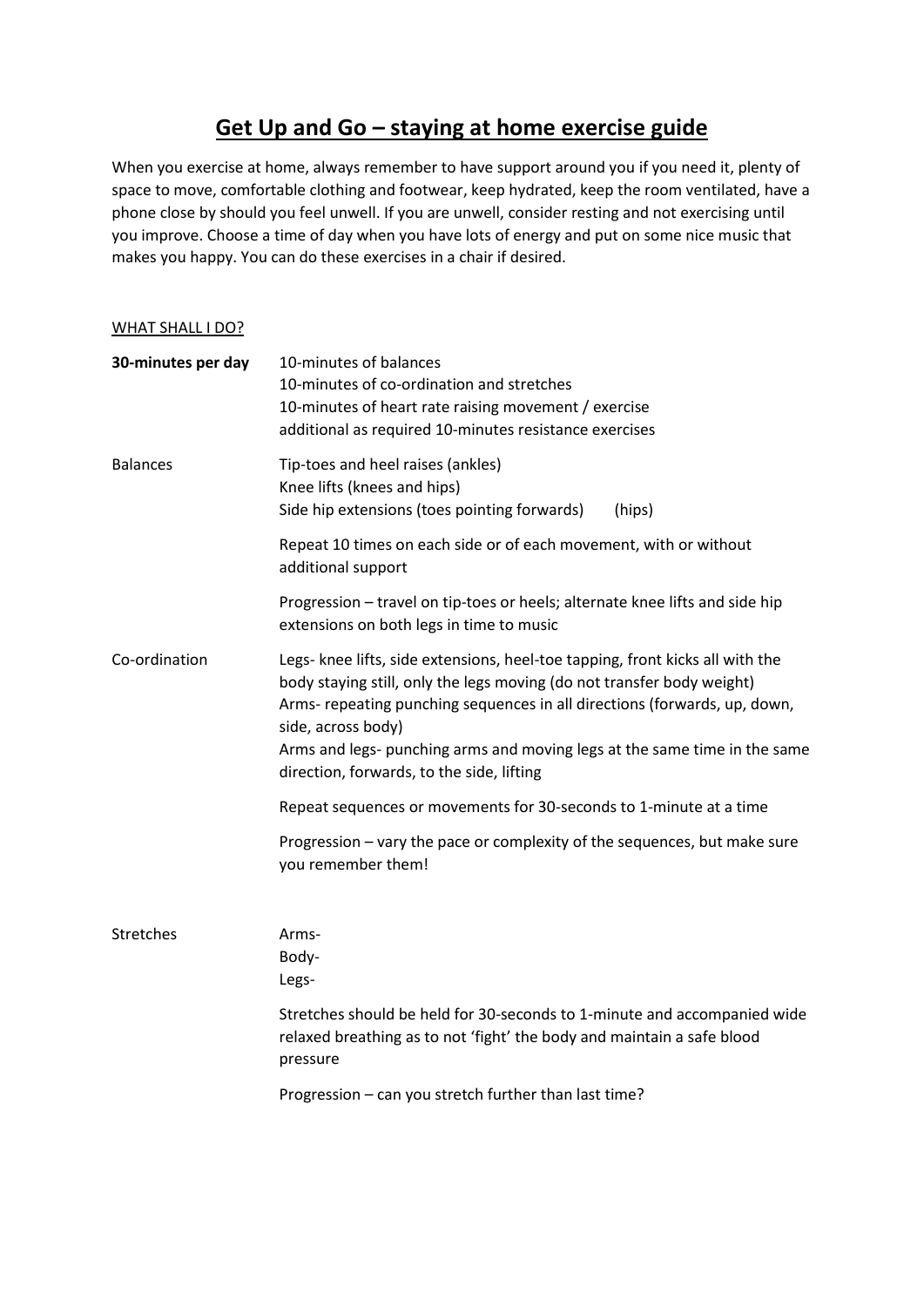# Get Up and Go – staying at home exercise guide

When you exercise at home, always remember to have support around you if you need it, plenty of space to move, comfortable clothing and footwear, keep hydrated, keep the room ventilated, have a phone close by should you feel unwell. If you are unwell, consider resting and not exercising until you improve. Choose a time of day when you have lots of energy and put on some nice music that makes you happy. You can do these exercises in a chair if desired.

WHAT SHALL I DO?

| | |
|---|---|
| **30-minutes per day** | 10-minutes of balances<br>10-minutes of co-ordination and stretches<br>10-minutes of heart rate raising movement / exercise<br>additional as required 10-minutes resistance exercises |
| Balances | Tip-toes and heel raises (ankles)<br>Knee lifts (knees and hips)<br>Side hip extensions (toes pointing forwards) (hips)<br><br>Repeat 10 times on each side or of each movement, with or without additional support<br><br>Progression – travel on tip-toes or heels; alternate knee lifts and side hip extensions on both legs in time to music |
| Co-ordination | Legs- knee lifts, side extensions, heel-toe tapping, front kicks all with the body staying still, only the legs moving (do not transfer body weight)<br>Arms- repeating punching sequences in all directions (forwards, up, down, side, across body)<br>Arms and legs- punching arms and moving legs at the same time in the same direction, forwards, to the side, lifting<br><br>Repeat sequences or movements for 30-seconds to 1-minute at a time<br><br>Progression – vary the pace or complexity of the sequences, but make sure you remember them! |
| Stretches | Arms-<br>Body-<br>Legs-<br><br>Stretches should be held for 30-seconds to 1-minute and accompanied wide relaxed breathing as to not 'fight' the body and maintain a safe blood pressure<br><br>Progression – can you stretch further than last time? |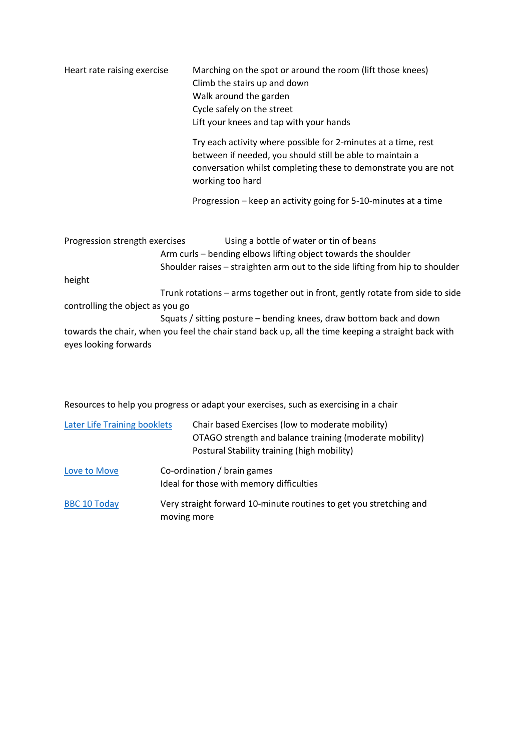| | |
|---|---|
| Heart rate raising exercise | Marching on the spot or around the room (lift those knees)<br>Climb the stairs up and down<br>Walk around the garden<br>Cycle safely on the street<br>Lift your knees and tap with your hands<br><br>Try each activity where possible for 2-minutes at a time, rest between if needed, you should still be able to maintain a conversation whilst completing these to demonstrate you are not working too hard<br><br>Progression – keep an activity going for 5-10-minutes at a time |

Progression strength exercises Using a bottle of water or tin of beans

Arm curls – bending elbows lifting object towards the shoulder

Shoulder raises – straighten arm out to the side lifting from hip to shoulder height

Trunk rotations – arms together out in front, gently rotate from side to side controlling the object as you go

Squats / sitting posture – bending knees, draw bottom back and down towards the chair, when you feel the chair stand back up, all the time keeping a straight back with eyes looking forwards

Resources to help you progress or adapt your exercises, such as exercising in a chair

| | |
|---|---|
| [Later Life Training booklets] | Chair based Exercises (low to moderate mobility)<br>OTAGO strength and balance training (moderate mobility)<br>Postural Stability training (high mobility) |
| [Love to Move] | Co-ordination / brain games<br>Ideal for those with memory difficulties |
| [BBC 10 Today] | Very straight forward 10-minute routines to get you stretching and moving more |